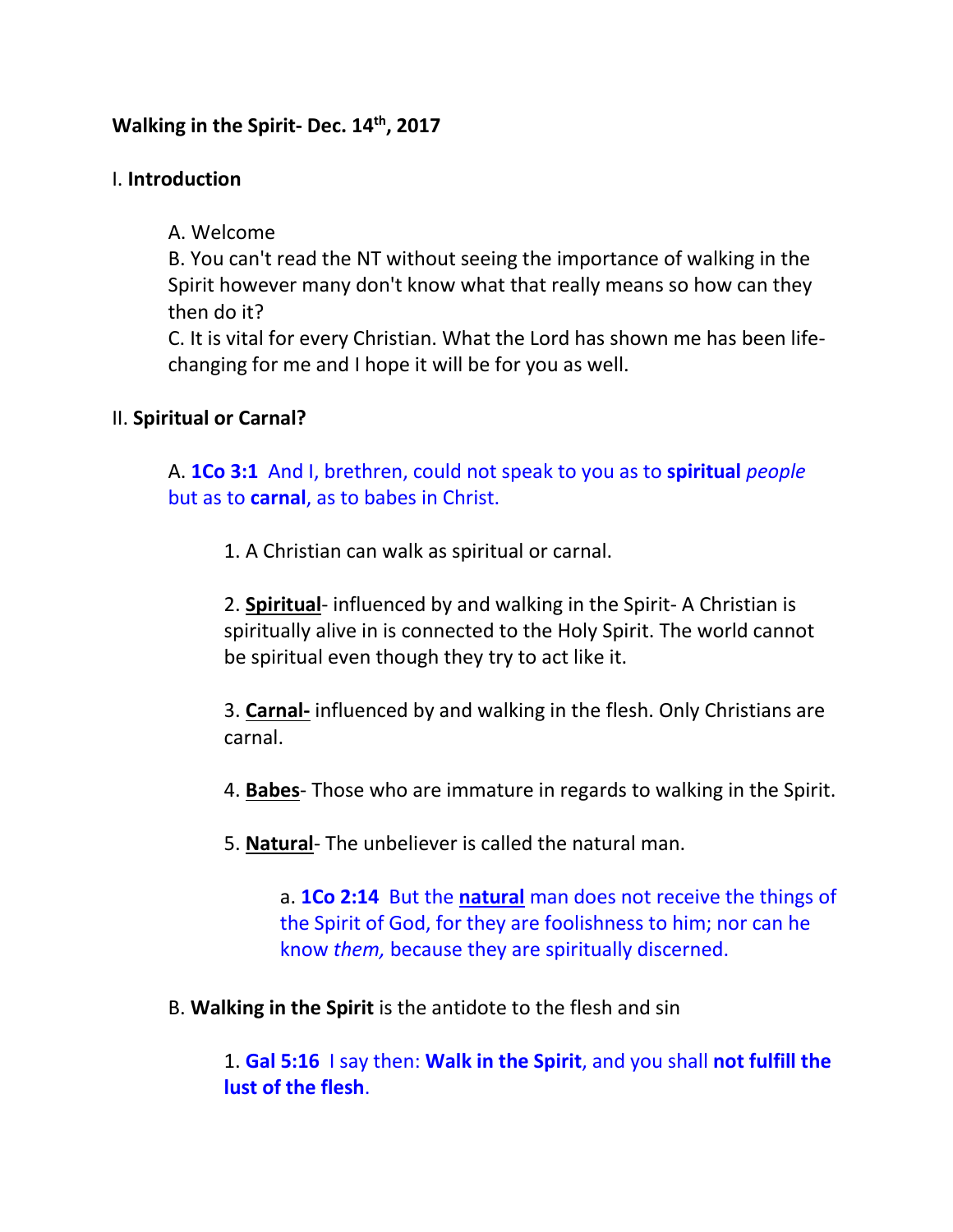**Walking in the Spirit- Dec. 14th, 2017**

I. **Introduction**

A. Welcome

B. You can't read the NT without seeing the importance of walking in the Spirit however many don't know what that really means so how can they then do it?

C. It is vital for every Christian. What the Lord has shown me has been life-changing for me and I hope it will be for you as well.

II. **Spiritual or Carnal?**

A. **1Co 3:1** And I, brethren, could not speak to you as to **spiritual** *people* but as to **carnal**, as to babes in Christ.

1. A Christian can walk as spiritual or carnal.

2. **Spiritual**- influenced by and walking in the Spirit- A Christian is spiritually alive in is connected to the Holy Spirit. The world cannot be spiritual even though they try to act like it.

3. **Carnal-** influenced by and walking in the flesh. Only Christians are carnal.

4. **Babes**- Those who are immature in regards to walking in the Spirit.

5. **Natural**- The unbeliever is called the natural man.

a. **1Co 2:14** But the **natural** man does not receive the things of the Spirit of God, for they are foolishness to him; nor can he know *them,* because they are spiritually discerned.

B. **Walking in the Spirit** is the antidote to the flesh and sin

1. **Gal 5:16** I say then: **Walk in the Spirit**, and you shall **not fulfill the lust of the flesh**.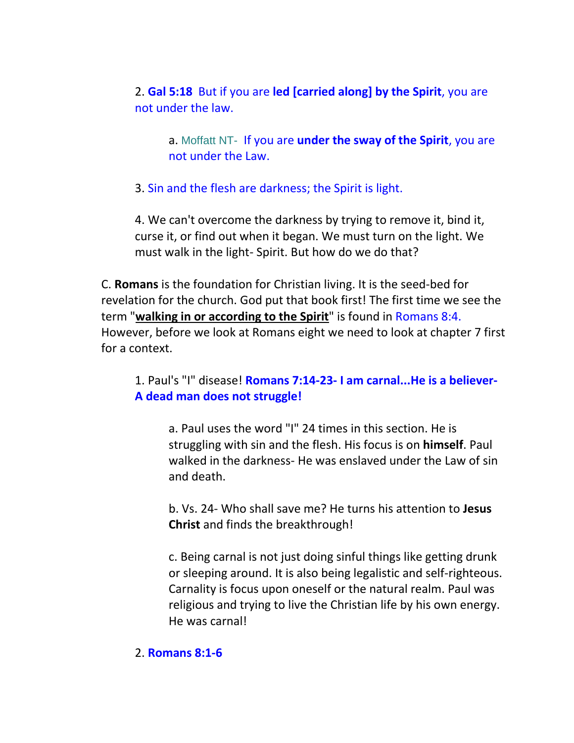2. **Gal 5:18** But if you are **led [carried along] by the Spirit**, you are not under the law.

   a. Moffatt NT- If you are **under the sway of the Spirit**, you are not under the Law.

3. Sin and the flesh are darkness; the Spirit is light.

4. We can't overcome the darkness by trying to remove it, bind it, curse it, or find out when it began. We must turn on the light. We must walk in the light- Spirit. But how do we do that?

C. **Romans** is the foundation for Christian living. It is the seed-bed for revelation for the church. God put that book first! The first time we see the term "**walking in or according to the Spirit**" is found in Romans 8:4. However, before we look at Romans eight we need to look at chapter 7 first for a context.

1. Paul's "I" disease! **Romans 7:14-23- I am carnal...He is a believer- A dead man does not struggle!**

   a. Paul uses the word "I" 24 times in this section. He is struggling with sin and the flesh. His focus is on **himself**. Paul walked in the darkness- He was enslaved under the Law of sin and death.

   b. Vs. 24- Who shall save me? He turns his attention to **Jesus Christ** and finds the breakthrough!

   c. Being carnal is not just doing sinful things like getting drunk or sleeping around. It is also being legalistic and self-righteous. Carnality is focus upon oneself or the natural realm. Paul was religious and trying to live the Christian life by his own energy. He was carnal!

2. **Romans 8:1-6**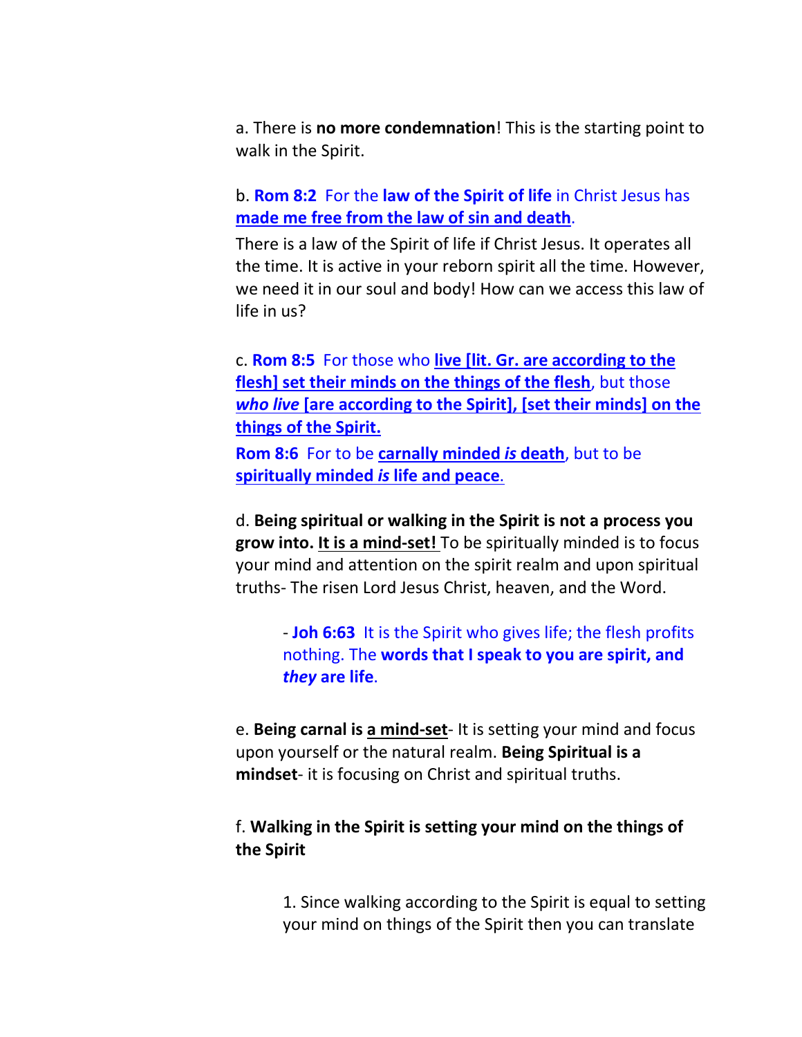a. There is **no more condemnation**! This is the starting point to walk in the Spirit.

b. **Rom 8:2** For the **law of the Spirit of life** in Christ Jesus has **made me free from the law of sin and death**.

There is a law of the Spirit of life if Christ Jesus. It operates all the time. It is active in your reborn spirit all the time. However, we need it in our soul and body! How can we access this law of life in us?

c. **Rom 8:5** For those who **live [lit. Gr. are according to the flesh] set their minds on the things of the flesh**, but those ***who live* [are according to the Spirit], [set their minds] on the things of the Spirit.**

**Rom 8:6** For to be **carnally minded *is* death**, but to be **spiritually minded *is* life and peace**.

d. **Being spiritual or walking in the Spirit is not a process you grow into. It is a mind-set!** To be spiritually minded is to focus your mind and attention on the spirit realm and upon spiritual truths- The risen Lord Jesus Christ, heaven, and the Word.

> - **Joh 6:63** It is the Spirit who gives life; the flesh profits nothing. The **words that I speak to you are spirit, and *they* are life**.

e. **Being carnal is a mind-set**- It is setting your mind and focus upon yourself or the natural realm. **Being Spiritual is a mindset**- it is focusing on Christ and spiritual truths.

f. **Walking in the Spirit is setting your mind on the things of the Spirit**

> 1. Since walking according to the Spirit is equal to setting your mind on things of the Spirit then you can translate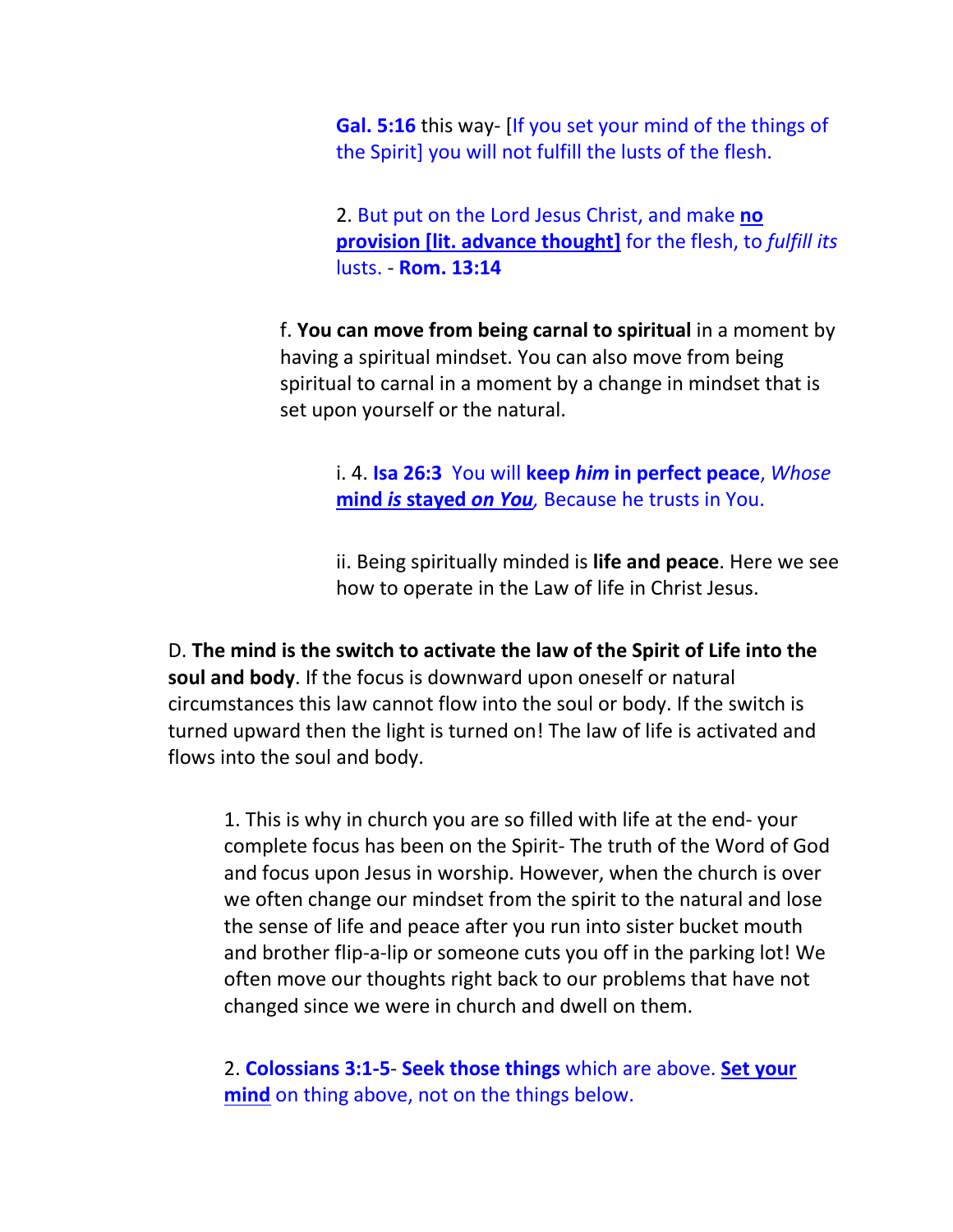**Gal. 5:16** this way- [If you set your mind of the things of the Spirit] you will not fulfill the lusts of the flesh.

2. But put on the Lord Jesus Christ, and make **<u>no provision [lit. advance thought]</u>** for the flesh, to *fulfill its* lusts. - **Rom. 13:14**

f. **You can move from being carnal to spiritual** in a moment by having a spiritual mindset. You can also move from being spiritual to carnal in a moment by a change in mindset that is set upon yourself or the natural.

i. 4. **Isa 26:3** You will **keep *him* in perfect peace**, *Whose* **<u>mind *is* stayed *on You*</u>**, Because he trusts in You.

ii. Being spiritually minded is **life and peace**. Here we see how to operate in the Law of life in Christ Jesus.

D. **The mind is the switch to activate the law of the Spirit of Life into the soul and body**. If the focus is downward upon oneself or natural circumstances this law cannot flow into the soul or body. If the switch is turned upward then the light is turned on! The law of life is activated and flows into the soul and body.

1. This is why in church you are so filled with life at the end- your complete focus has been on the Spirit- The truth of the Word of God and focus upon Jesus in worship. However, when the church is over we often change our mindset from the spirit to the natural and lose the sense of life and peace after you run into sister bucket mouth and brother flip-a-lip or someone cuts you off in the parking lot! We often move our thoughts right back to our problems that have not changed since we were in church and dwell on them.

2. **Colossians 3:1-5**- **Seek those things** which are above. **<u>Set your mind</u>** on thing above, not on the things below.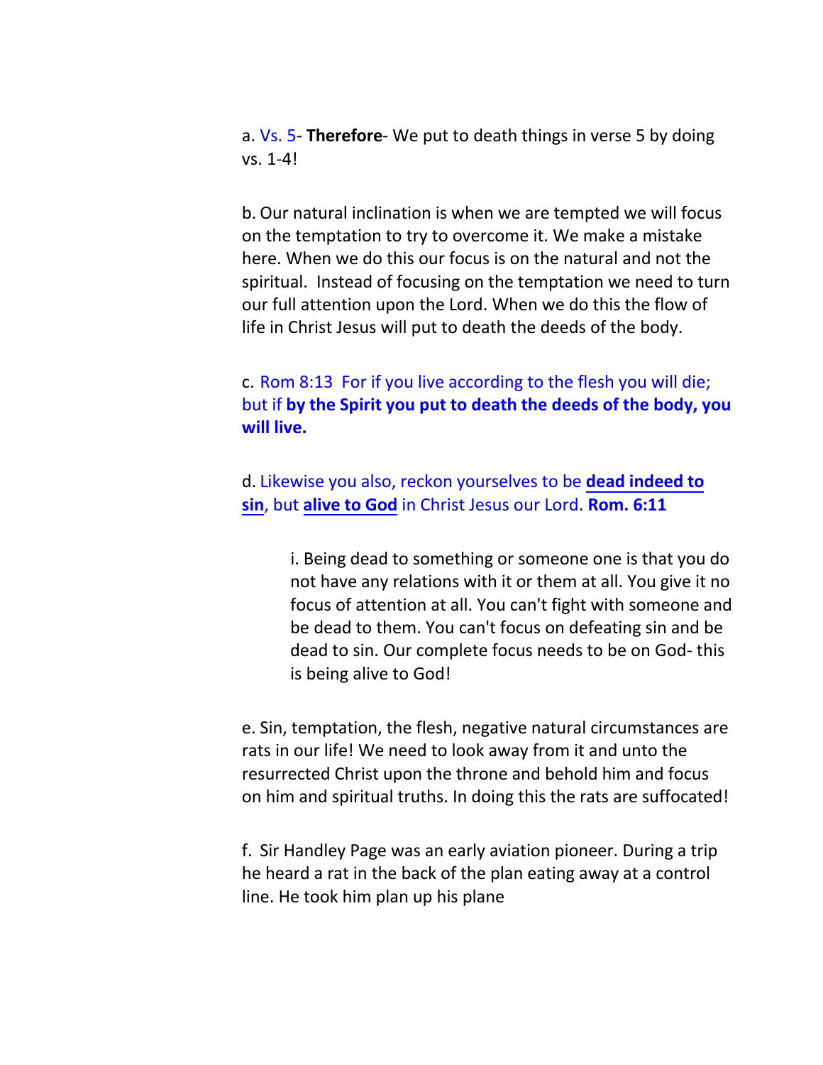a. Vs. 5- **Therefore**- We put to death things in verse 5 by doing vs. 1-4!

b. Our natural inclination is when we are tempted we will focus on the temptation to try to overcome it. We make a mistake here. When we do this our focus is on the natural and not the spiritual.  Instead of focusing on the temptation we need to turn our full attention upon the Lord. When we do this the flow of life in Christ Jesus will put to death the deeds of the body.

c. Rom 8:13  For if you live according to the flesh you will die; but if **by the Spirit you put to death the deeds of the body, you will live.**

d. Likewise you also, reckon yourselves to be <u>**dead indeed to sin**</u>, but <u>**alive to God**</u> in Christ Jesus our Lord. **Rom. 6:11**

> i. Being dead to something or someone one is that you do not have any relations with it or them at all. You give it no focus of attention at all. You can't fight with someone and be dead to them. You can't focus on defeating sin and be dead to sin. Our complete focus needs to be on God- this is being alive to God!

e. Sin, temptation, the flesh, negative natural circumstances are rats in our life! We need to look away from it and unto the resurrected Christ upon the throne and behold him and focus on him and spiritual truths. In doing this the rats are suffocated!

f.  Sir Handley Page was an early aviation pioneer. During a trip he heard a rat in the back of the plan eating away at a control line. He took him plan up his plane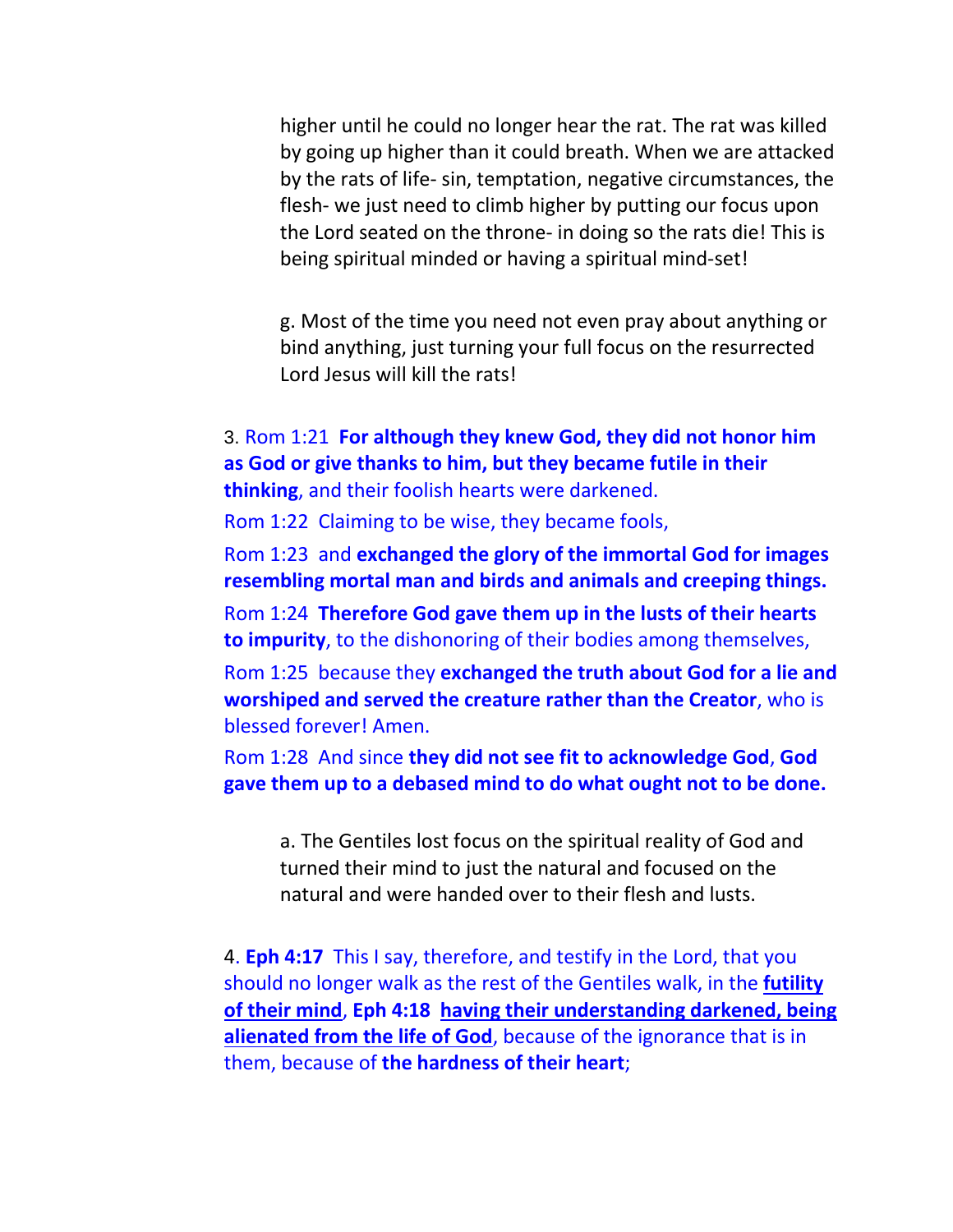higher until he could no longer hear the rat. The rat was killed by going up higher than it could breath. When we are attacked by the rats of life- sin, temptation, negative circumstances, the flesh- we just need to climb higher by putting our focus upon the Lord seated on the throne- in doing so the rats die! This is being spiritual minded or having a spiritual mind-set!

g. Most of the time you need not even pray about anything or bind anything, just turning your full focus on the resurrected Lord Jesus will kill the rats!

3. Rom 1:21 **For although they knew God, they did not honor him as God or give thanks to him, but they became futile in their thinking**, and their foolish hearts were darkened.

Rom 1:22 Claiming to be wise, they became fools,

Rom 1:23 and **exchanged the glory of the immortal God for images resembling mortal man and birds and animals and creeping things.**

Rom 1:24 **Therefore God gave them up in the lusts of their hearts to impurity**, to the dishonoring of their bodies among themselves,

Rom 1:25 because they **exchanged the truth about God for a lie and worshiped and served the creature rather than the Creator**, who is blessed forever! Amen.

Rom 1:28 And since **they did not see fit to acknowledge God**, **God gave them up to a debased mind to do what ought not to be done.**

a. The Gentiles lost focus on the spiritual reality of God and turned their mind to just the natural and focused on the natural and were handed over to their flesh and lusts.

4. **Eph 4:17** This I say, therefore, and testify in the Lord, that you should no longer walk as the rest of the Gentiles walk, in the **futility of their mind**, **Eph 4:18** **having their understanding darkened, being alienated from the life of God**, because of the ignorance that is in them, because of **the hardness of their heart**;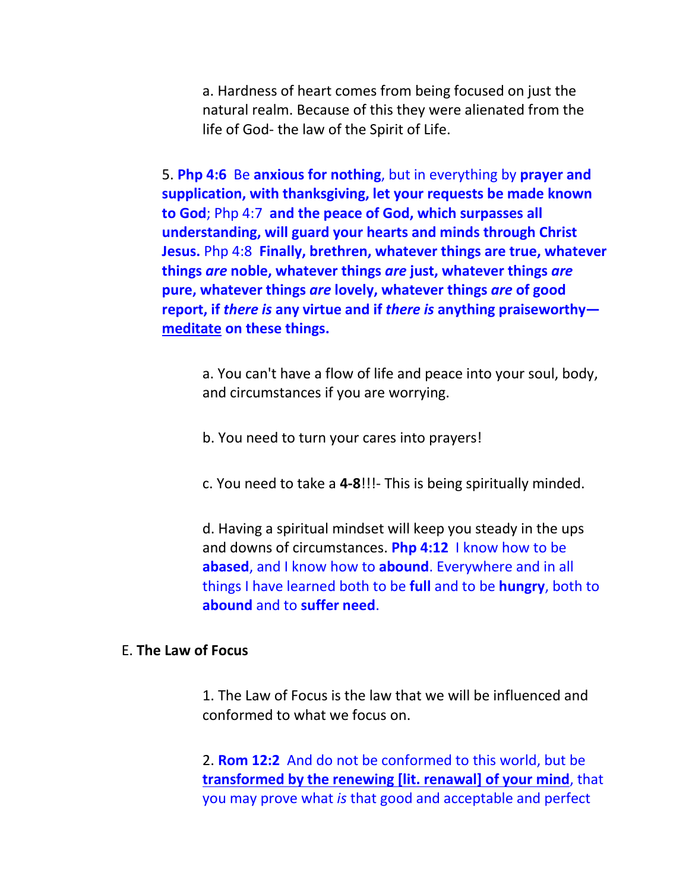a. Hardness of heart comes from being focused on just the natural realm. Because of this they were alienated from the life of God- the law of the Spirit of Life.

5. **Php 4:6** Be **anxious for nothing**, but in everything by **prayer and supplication, with thanksgiving, let your requests be made known to God**; Php 4:7 **and the peace of God, which surpasses all understanding, will guard your hearts and minds through Christ Jesus.** Php 4:8 **Finally, brethren, whatever things are true, whatever things *are* noble, whatever things *are* just, whatever things *are* pure, whatever things *are* lovely, whatever things *are* of good report, if *there is* any virtue and if *there is* anything praiseworthy— <u>meditate</u> on these things.**

a. You can't have a flow of life and peace into your soul, body, and circumstances if you are worrying.

b. You need to turn your cares into prayers!

c. You need to take a **4-8**!!!- This is being spiritually minded.

d. Having a spiritual mindset will keep you steady in the ups and downs of circumstances. **Php 4:12** I know how to be **abased**, and I know how to **abound**. Everywhere and in all things I have learned both to be **full** and to be **hungry**, both to **abound** and to **suffer need**.

E. **The Law of Focus**

1. The Law of Focus is the law that we will be influenced and conformed to what we focus on.

2. **Rom 12:2** And do not be conformed to this world, but be **<u>transformed by the renewing [lit. renawal] of your mind</u>**, that you may prove what *is* that good and acceptable and perfect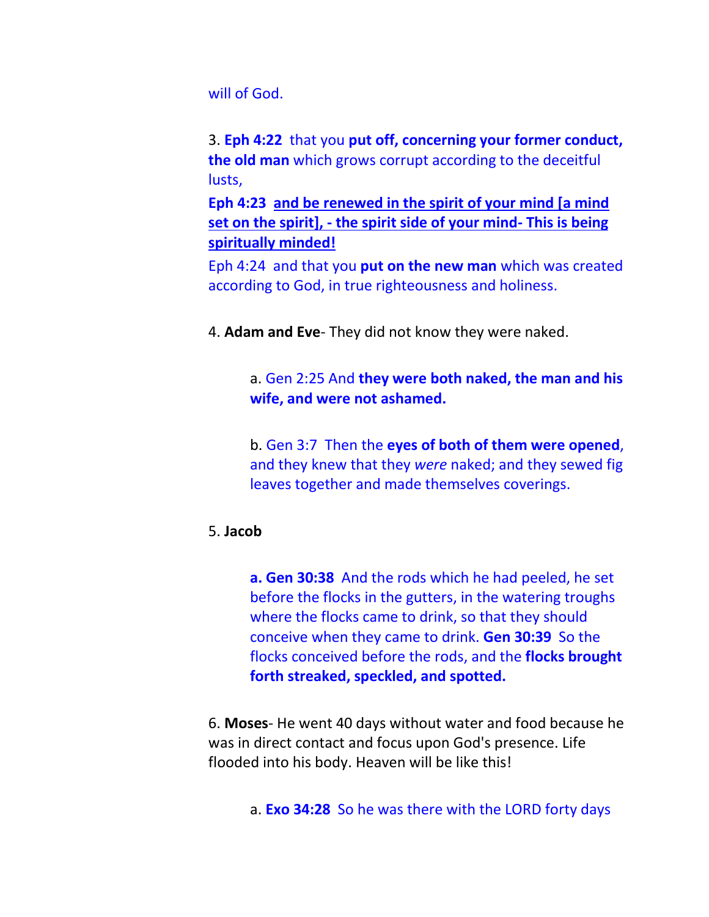will of God.

3. **Eph 4:22** that you **put off, concerning your former conduct, the old man** which grows corrupt according to the deceitful lusts,

**Eph 4:23 <u>and be renewed in the spirit of your mind [a mind set on the spirit], - the spirit side of your mind- This is being spiritually minded!</u>**

Eph 4:24 and that you **put on the new man** which was created according to God, in true righteousness and holiness.

4. **Adam and Eve**- They did not know they were naked.

   a. Gen 2:25 And **they were both naked, the man and his wife, and were not ashamed.**

   b. Gen 3:7 Then the **eyes of both of them were opened**, and they knew that they *were* naked; and they sewed fig leaves together and made themselves coverings.

5. **Jacob**

   **a. Gen 30:38** And the rods which he had peeled, he set before the flocks in the gutters, in the watering troughs where the flocks came to drink, so that they should conceive when they came to drink. **Gen 30:39** So the flocks conceived before the rods, and the **flocks brought forth streaked, speckled, and spotted.**

6. **Moses**- He went 40 days without water and food because he was in direct contact and focus upon God's presence. Life flooded into his body. Heaven will be like this!

   a. **Exo 34:28** So he was there with the LORD forty days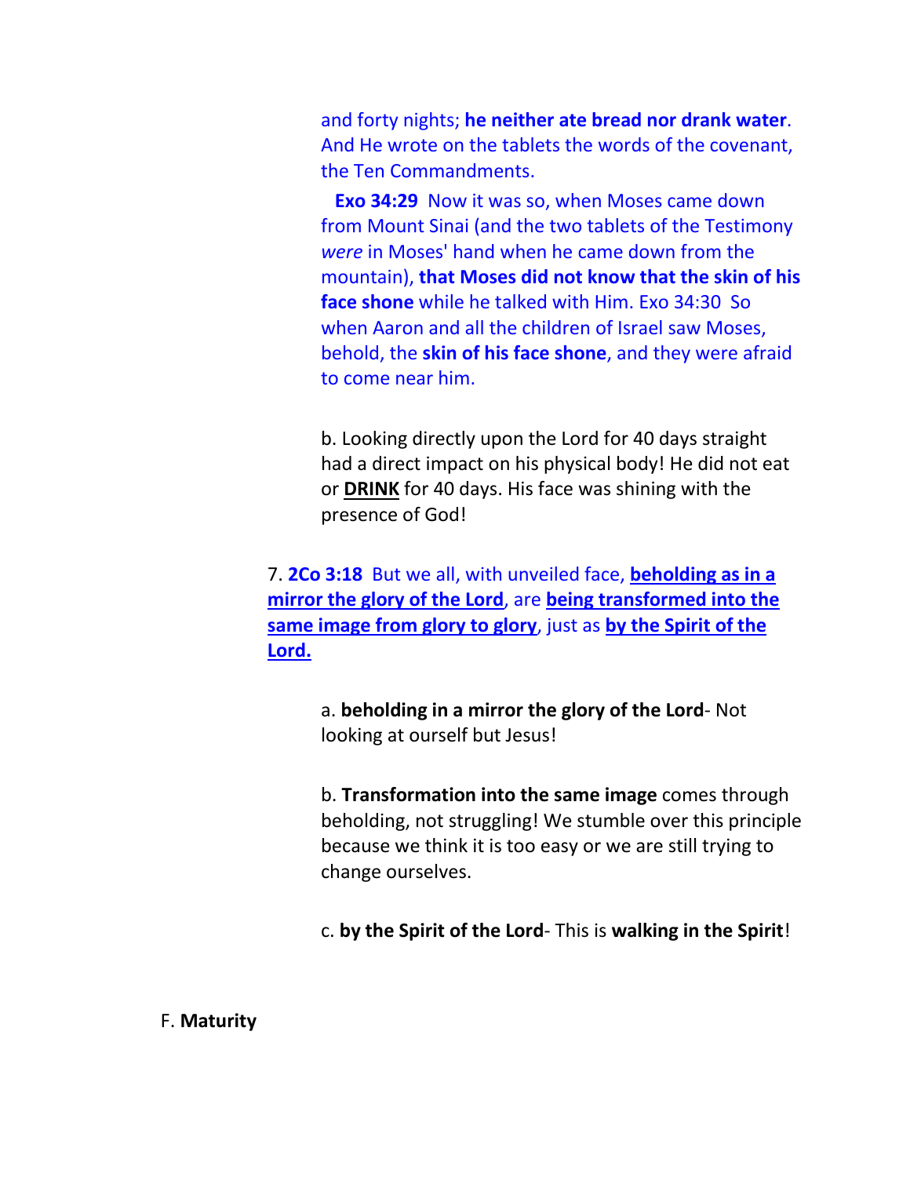and forty nights; **he neither ate bread nor drank water**. And He wrote on the tablets the words of the covenant, the Ten Commandments.

**Exo 34:29** Now it was so, when Moses came down from Mount Sinai (and the two tablets of the Testimony *were* in Moses' hand when he came down from the mountain), **that Moses did not know that the skin of his face shone** while he talked with Him. Exo 34:30 So when Aaron and all the children of Israel saw Moses, behold, the **skin of his face shone**, and they were afraid to come near him.

b. Looking directly upon the Lord for 40 days straight had a direct impact on his physical body! He did not eat or **DRINK** for 40 days. His face was shining with the presence of God!

7. **2Co 3:18** But we all, with unveiled face, **beholding as in a mirror the glory of the Lord**, are **being transformed into the same image from glory to glory**, just as **by the Spirit of the Lord.**

a. **beholding in a mirror the glory of the Lord**- Not looking at ourself but Jesus!

b. **Transformation into the same image** comes through beholding, not struggling! We stumble over this principle because we think it is too easy or we are still trying to change ourselves.

c. **by the Spirit of the Lord**- This is **walking in the Spirit**!

F. **Maturity**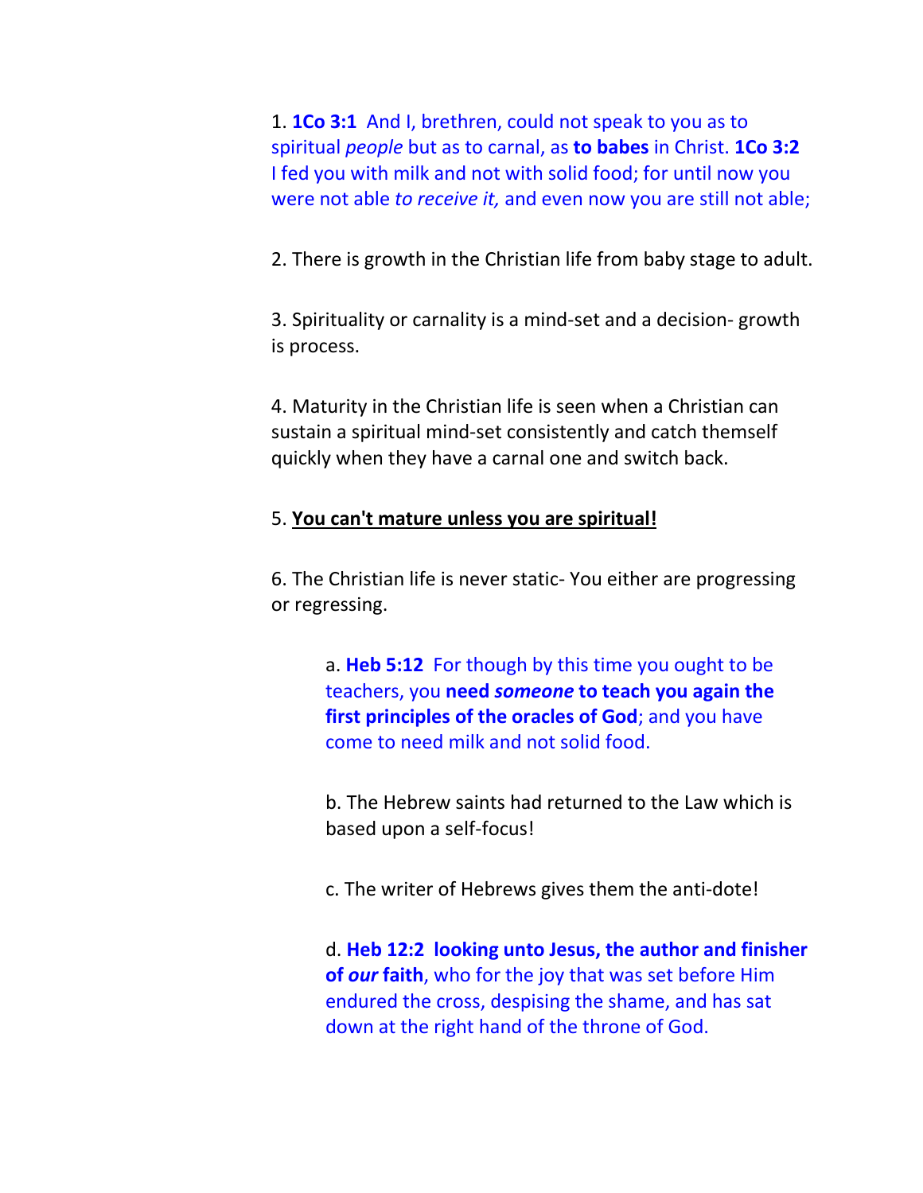1. **1Co 3:1** And I, brethren, could not speak to you as to spiritual *people* but as to carnal, as **to babes** in Christ. **1Co 3:2** I fed you with milk and not with solid food; for until now you were not able *to receive it,* and even now you are still not able;

2. There is growth in the Christian life from baby stage to adult.

3. Spirituality or carnality is a mind-set and a decision- growth is process.

4. Maturity in the Christian life is seen when a Christian can sustain a spiritual mind-set consistently and catch themself quickly when they have a carnal one and switch back.

5. **<u>You can't mature unless you are spiritual!</u>**

6. The Christian life is never static- You either are progressing or regressing.

   a. **Heb 5:12** For though by this time you ought to be teachers, you **need *someone* to teach you again the first principles of the oracles of God**; and you have come to need milk and not solid food.

   b. The Hebrew saints had returned to the Law which is based upon a self-focus!

   c. The writer of Hebrews gives them the anti-dote!

   d. **Heb 12:2 looking unto Jesus, the author and finisher of *our* faith**, who for the joy that was set before Him endured the cross, despising the shame, and has sat down at the right hand of the throne of God.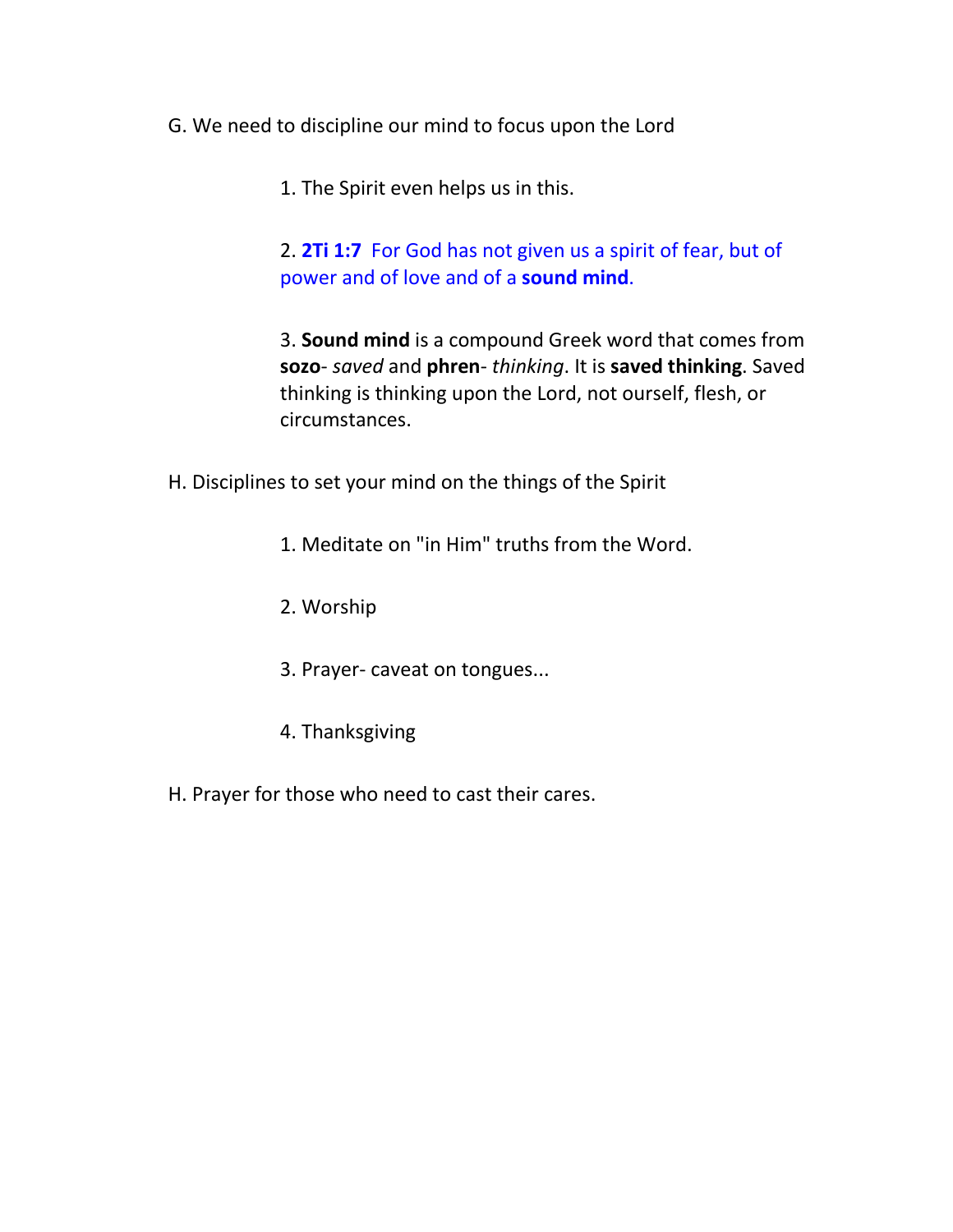G. We need to discipline our mind to focus upon the Lord

1. The Spirit even helps us in this.

2. **2Ti 1:7** For God has not given us a spirit of fear, but of power and of love and of a **sound mind**.

3. **Sound mind** is a compound Greek word that comes from **sozo**- *saved* and **phren**- *thinking*. It is **saved thinking**. Saved thinking is thinking upon the Lord, not ourself, flesh, or circumstances.

H. Disciplines to set your mind on the things of the Spirit

1. Meditate on "in Him" truths from the Word.

2. Worship

3. Prayer- caveat on tongues...

4. Thanksgiving

H. Prayer for those who need to cast their cares.